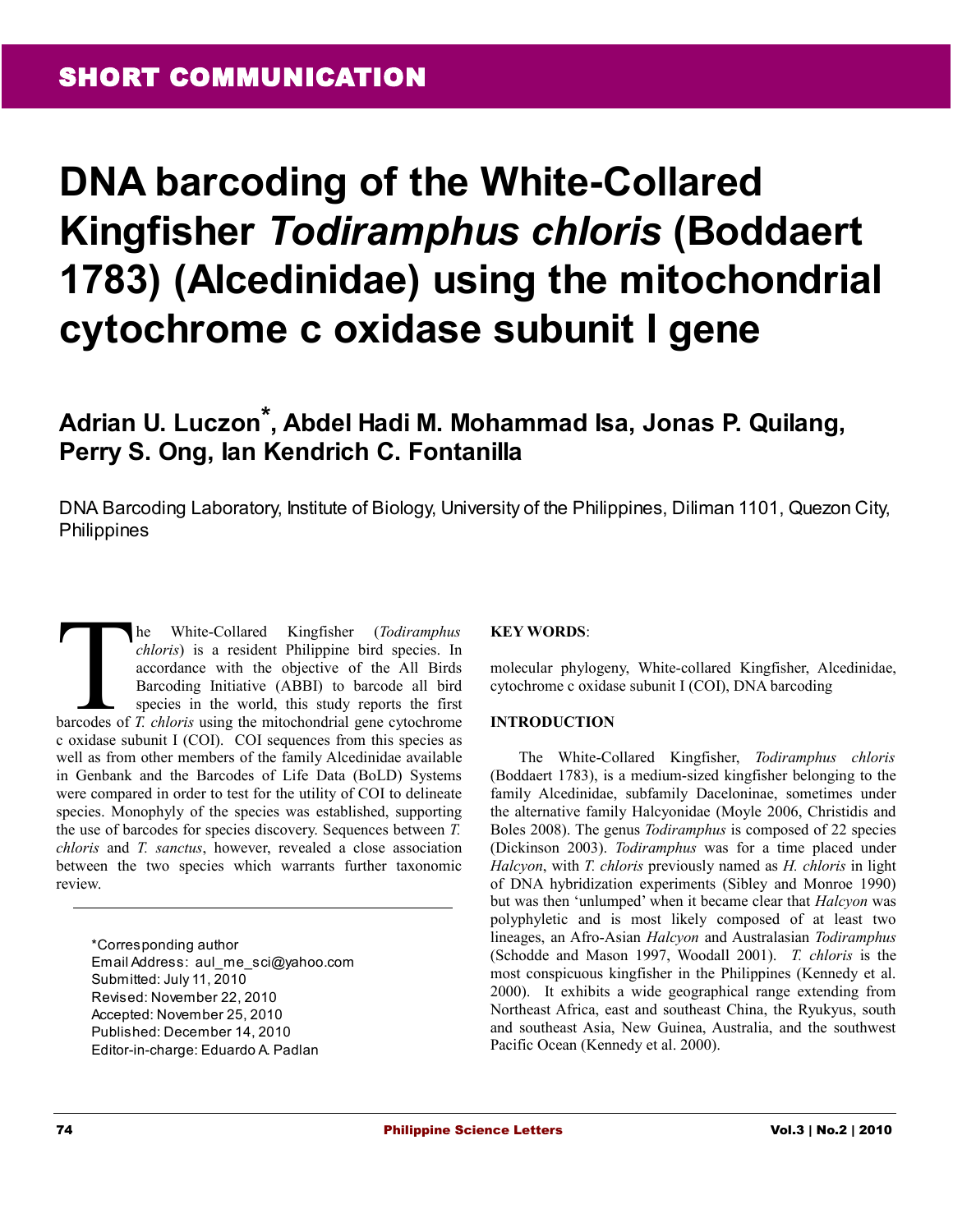SHORT COMMUNICATION

# DNA barcoding of the White-Collared Kingfisher *Todiramphus chloris* (Boddaert 1783) (Alcedinidae) using the mitochondrial cytochrome c oxidase subunit I gene

**Adrian U. Luczon*, Abdel Hadi M. Mohammad Isa, Jonas P. Quilang, Perry S. Ong, Ian Kendrich C. Fontanilla**

DNA Barcoding Laboratory, Institute of Biology, University of the Philippines, Diliman 1101, Quezon City, Philippines

The White-Collared Kingfisher (*Todiramphus chloris*) is a resident Philippine bird species. In accordance with the objective of the All Birds Barcoding Initiative (ABBI) to barcode all bird species in the world, this study reports the first barcodes of *T. chloris* using the mitochondrial gene cytochrome c oxidase subunit I (COI). COI sequences from this species as well as from other members of the family Alcedinidae available in Genbank and the Barcodes of Life Data (BoLD) Systems were compared in order to test for the utility of COI to delineate species. Monophyly of the species was established, supporting the use of barcodes for species discovery. Sequences between *T. chloris* and *T. sanctus*, however, revealed a close association between the two species which warrants further taxonomic review.

*Corresponding author
Email Address: aul_me_sci@yahoo.com
Submitted: July 11, 2010
Revised: November 22, 2010
Accepted: November 25, 2010
Published: December 14, 2010
Editor-in-charge: Eduardo A. Padlan

**KEY WORDS**:

molecular phylogeny, White-collared Kingfisher, Alcedinidae, cytochrome c oxidase subunit I (COI), DNA barcoding

## INTRODUCTION

The White-Collared Kingfisher, *Todiramphus chloris* (Boddaert 1783), is a medium-sized kingfisher belonging to the family Alcedinidae, subfamily Daceloninae, sometimes under the alternative family Halcyonidae (Moyle 2006, Christidis and Boles 2008). The genus *Todiramphus* is composed of 22 species (Dickinson 2003). *Todiramphus* was for a time placed under *Halcyon*, with *T. chloris* previously named as *H. chloris* in light of DNA hybridization experiments (Sibley and Monroe 1990) but was then 'unlumped' when it became clear that *Halcyon* was polyphyletic and is most likely composed of at least two lineages, an Afro-Asian *Halcyon* and Australasian *Todiramphus* (Schodde and Mason 1997, Woodall 2001). *T. chloris* is the most conspicuous kingfisher in the Philippines (Kennedy et al. 2000). It exhibits a wide geographical range extending from Northeast Africa, east and southeast China, the Ryukyus, south and southeast Asia, New Guinea, Australia, and the southwest Pacific Ocean (Kennedy et al. 2000).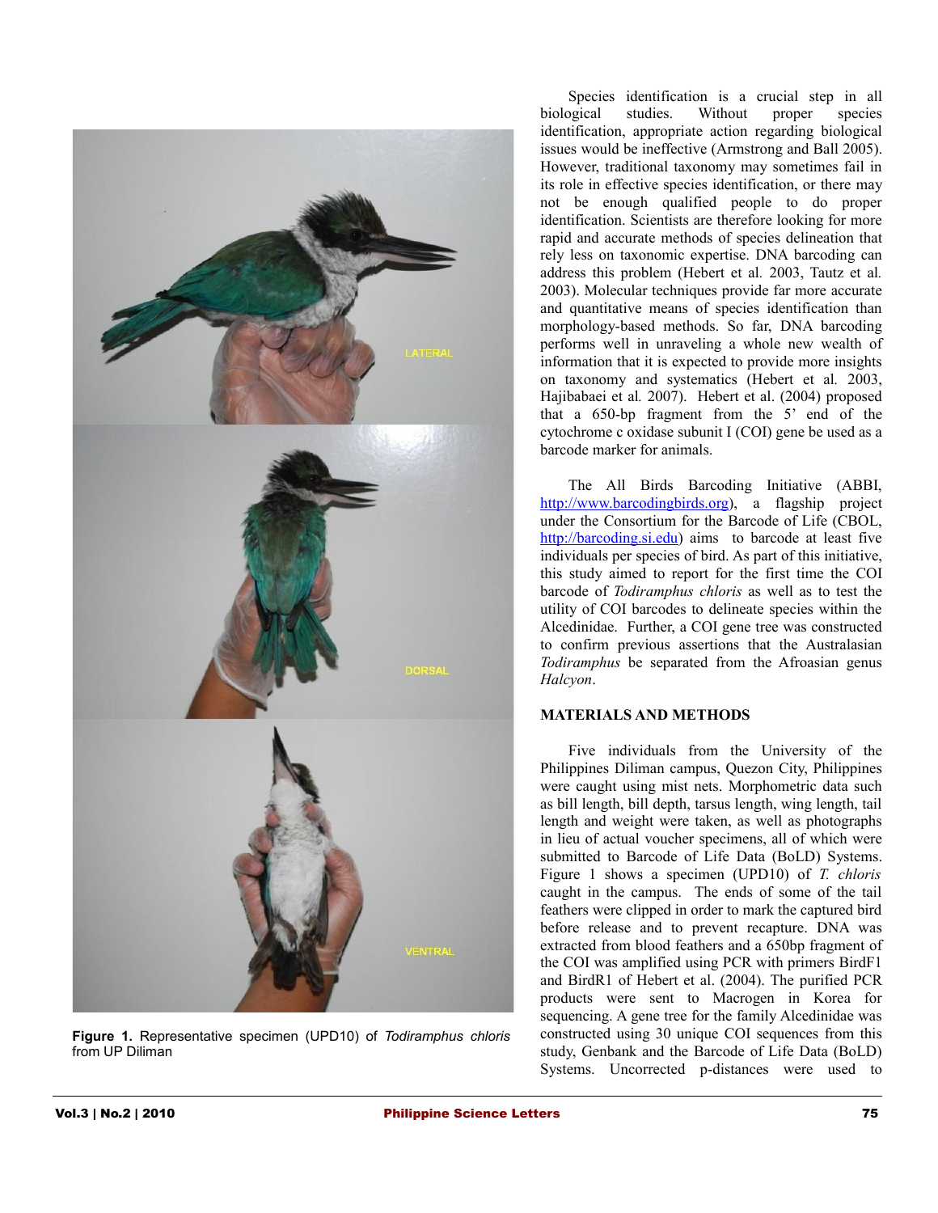Figure 1. Representative specimen (UPD10) of *Todiramphus chloris* from UP Diliman

Species identification is a crucial step in all biological studies. Without proper species identification, appropriate action regarding biological issues would be ineffective (Armstrong and Ball 2005). However, traditional taxonomy may sometimes fail in its role in effective species identification, or there may not be enough qualified people to do proper identification. Scientists are therefore looking for more rapid and accurate methods of species delineation that rely less on taxonomic expertise. DNA barcoding can address this problem (Hebert et al. 2003, Tautz et al*.* 2003). Molecular techniques provide far more accurate and quantitative means of species identification than morphology-based methods. So far, DNA barcoding performs well in unraveling a whole new wealth of information that it is expected to provide more insights on taxonomy and systematics (Hebert et al*.* 2003, Hajibabaei et al*.* 2007). Hebert et al. (2004) proposed that a 650-bp fragment from the 5' end of the cytochrome c oxidase subunit I (COI) gene be used as a barcode marker for animals.

The All Birds Barcoding Initiative (ABBI, http://www.barcodingbirds.org), a flagship project under the Consortium for the Barcode of Life (CBOL, http://barcoding.si.edu) aims to barcode at least five individuals per species of bird. As part of this initiative, this study aimed to report for the first time the COI barcode of *Todiramphus chloris* as well as to test the utility of COI barcodes to delineate species within the Alcedinidae. Further, a COI gene tree was constructed to confirm previous assertions that the Australasian *Todiramphus* be separated from the Afroasian genus *Halcyon*.

## MATERIALS AND METHODS

Five individuals from the University of the Philippines Diliman campus, Quezon City, Philippines were caught using mist nets. Morphometric data such as bill length, bill depth, tarsus length, wing length, tail length and weight were taken, as well as photographs in lieu of actual voucher specimens, all of which were submitted to Barcode of Life Data (BoLD) Systems. Figure 1 shows a specimen (UPD10) of *T. chloris* caught in the campus. The ends of some of the tail feathers were clipped in order to mark the captured bird before release and to prevent recapture. DNA was extracted from blood feathers and a 650bp fragment of the COI was amplified using PCR with primers BirdF1 and BirdR1 of Hebert et al. (2004). The purified PCR products were sent to Macrogen in Korea for sequencing. A gene tree for the family Alcedinidae was constructed using 30 unique COI sequences from this study, Genbank and the Barcode of Life Data (BoLD) Systems. Uncorrected p-distances were used to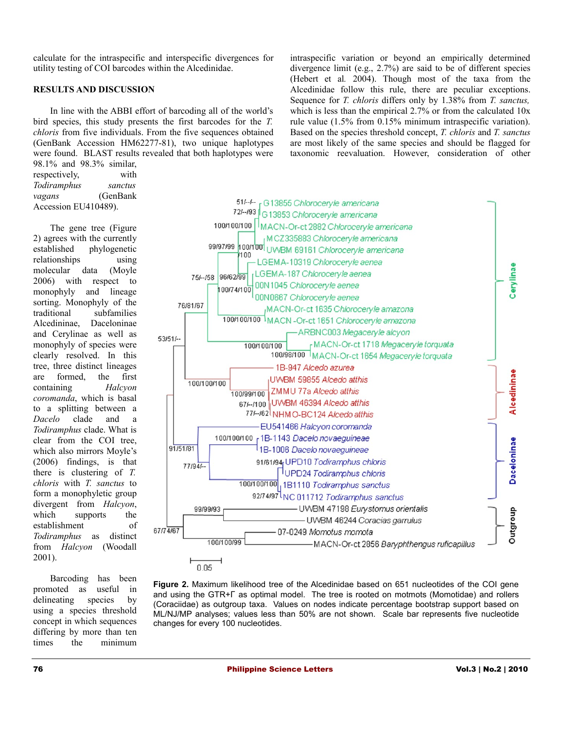calculate for the intraspecific and interspecific divergences for utility testing of COI barcodes within the Alcedinidae.

## RESULTS AND DISCUSSION

In line with the ABBI effort of barcoding all of the world's bird species, this study presents the first barcodes for the *T. chloris* from five individuals. From the five sequences obtained (GenBank Accession HM62277-81), two unique haplotypes were found. BLAST results revealed that both haplotypes were 98.1% and 98.3% similar, respectively, with *Todiramphus sanctus vagans* (GenBank Accession EU410489).

The gene tree (Figure 2) agrees with the currently established phylogenetic relationships using molecular data (Moyle 2006) with respect to monophyly and lineage sorting. Monophyly of the traditional subfamilies Alcedininae, Daceloninae and Cerylinae as well as monophyly of species were clearly resolved. In this tree, three distinct lineages are formed, the first containing *Halcyon coromanda*, which is basal to a splitting between a *Dacelo* clade and a *Todiramphus* clade. What is clear from the COI tree, which also mirrors Moyle's (2006) findings, is that there is clustering of *T. chloris* with *T. sanctus* to form a monophyletic group divergent from *Halcyon*, which supports the establishment of *Todiramphus* as distinct from *Halcyon* (Woodall 2001).

Barcoding has been promoted as useful in delineating species by using a species threshold concept in which sequences differing by more than ten times the minimum intraspecific variation or beyond an empirically determined divergence limit (e.g., 2.7%) are said to be of different species (Hebert et al. 2004). Though most of the taxa from the Alcedinidae follow this rule, there are peculiar exceptions. Sequence for *T. chloris* differs only by 1.38% from *T. sanctus,* which is less than the empirical 2.7% or from the calculated 10x rule value (1.5% from 0.15% minimum intraspecific variation). Based on the species threshold concept, *T. chloris* and *T. sanctus* are most likely of the same species and should be flagged for taxonomic reevaluation. However, consideration of other

**Figure 2.** Maximum likelihood tree of the Alcedinidae based on 651 nucleotides of the COI gene and using the GTR+Γ as optimal model. The tree is rooted on motmots (Momotidae) and rollers (Coraciidae) as outgroup taxa. Values on nodes indicate percentage bootstrap support based on ML/NJ/MP analyses; values less than 50% are not shown. Scale bar represents five nucleotide changes for every 100 nucleotides.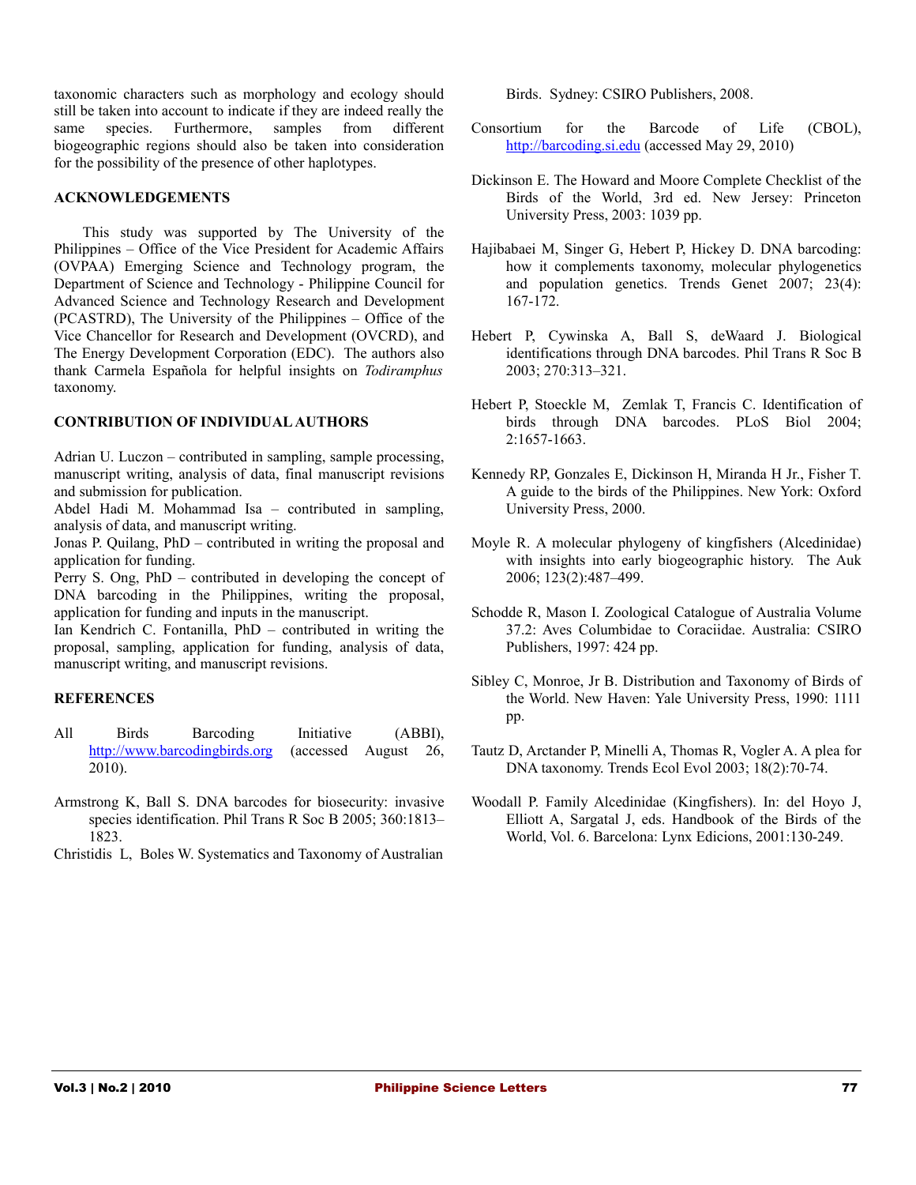taxonomic characters such as morphology and ecology should still be taken into account to indicate if they are indeed really the same species. Furthermore, samples from different biogeographic regions should also be taken into consideration for the possibility of the presence of other haplotypes.

## ACKNOWLEDGEMENTS

This study was supported by The University of the Philippines – Office of the Vice President for Academic Affairs (OVPAA) Emerging Science and Technology program, the Department of Science and Technology - Philippine Council for Advanced Science and Technology Research and Development (PCASTRD), The University of the Philippines – Office of the Vice Chancellor for Research and Development (OVCRD), and The Energy Development Corporation (EDC). The authors also thank Carmela Española for helpful insights on *Todiramphus* taxonomy.

## CONTRIBUTION OF INDIVIDUAL AUTHORS

Adrian U. Luczon – contributed in sampling, sample processing, manuscript writing, analysis of data, final manuscript revisions and submission for publication.
Abdel Hadi M. Mohammad Isa – contributed in sampling, analysis of data, and manuscript writing.
Jonas P. Quilang, PhD – contributed in writing the proposal and application for funding.
Perry S. Ong, PhD – contributed in developing the concept of DNA barcoding in the Philippines, writing the proposal, application for funding and inputs in the manuscript.
Ian Kendrich C. Fontanilla, PhD – contributed in writing the proposal, sampling, application for funding, analysis of data, manuscript writing, and manuscript revisions.

## REFERENCES

All Birds Barcoding Initiative (ABBI), http://www.barcodingbirds.org (accessed August 26, 2010).

Armstrong K, Ball S. DNA barcodes for biosecurity: invasive species identification. Phil Trans R Soc B 2005; 360:1813–1823.

Christidis L, Boles W. Systematics and Taxonomy of Australian Birds. Sydney: CSIRO Publishers, 2008.

Consortium for the Barcode of Life (CBOL), http://barcoding.si.edu (accessed May 29, 2010)

Dickinson E. The Howard and Moore Complete Checklist of the Birds of the World, 3rd ed. New Jersey: Princeton University Press, 2003: 1039 pp.

Hajibabaei M, Singer G, Hebert P, Hickey D. DNA barcoding: how it complements taxonomy, molecular phylogenetics and population genetics. Trends Genet 2007; 23(4): 167-172.

Hebert P, Cywinska A, Ball S, deWaard J. Biological identifications through DNA barcodes. Phil Trans R Soc B 2003; 270:313–321.

Hebert P, Stoeckle M, Zemlak T, Francis C. Identification of birds through DNA barcodes. PLoS Biol 2004; 2:1657-1663.

Kennedy RP, Gonzales E, Dickinson H, Miranda H Jr., Fisher T. A guide to the birds of the Philippines. New York: Oxford University Press, 2000.

Moyle R. A molecular phylogeny of kingfishers (Alcedinidae) with insights into early biogeographic history. The Auk 2006; 123(2):487–499.

Schodde R, Mason I. Zoological Catalogue of Australia Volume 37.2: Aves Columbidae to Coraciidae. Australia: CSIRO Publishers, 1997: 424 pp.

Sibley C, Monroe, Jr B. Distribution and Taxonomy of Birds of the World. New Haven: Yale University Press, 1990: 1111 pp.

Tautz D, Arctander P, Minelli A, Thomas R, Vogler A. A plea for DNA taxonomy. Trends Ecol Evol 2003; 18(2):70-74.

Woodall P. Family Alcedinidae (Kingfishers). In: del Hoyo J, Elliott A, Sargatal J, eds. Handbook of the Birds of the World, Vol. 6. Barcelona: Lynx Edicions, 2001:130-249.